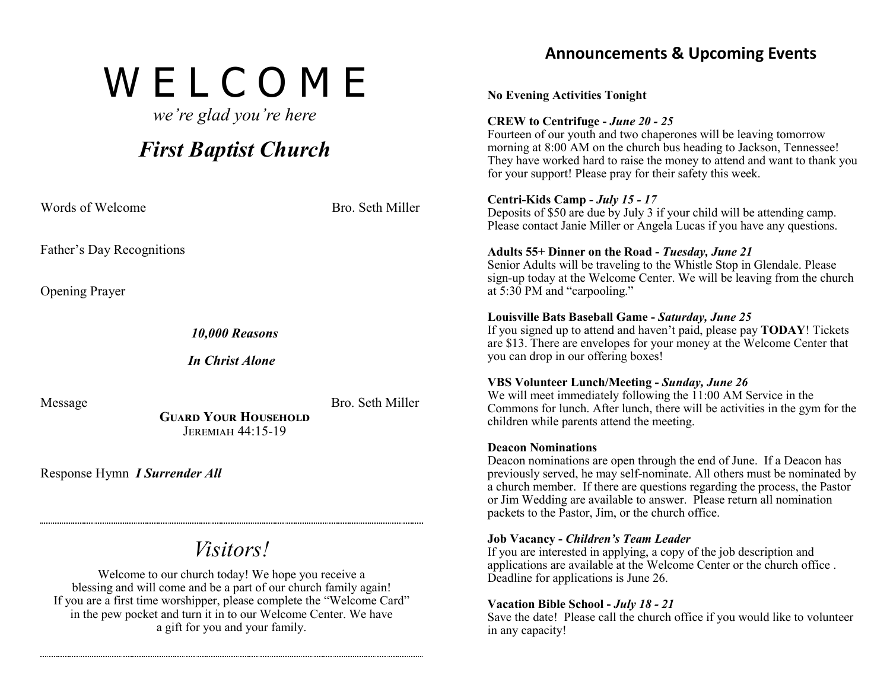# W E L C O M E

*we're glad you're here*

## *First Baptist Church*

Words of Welcome — Bro. Seth Miller

Father's Day Recognitions

Opening Prayer

***10,000 Reasons***

***In Christ Alone***

Message — Bro. Seth Miller

**Guard Your Household**
Jeremiah 44:15-19

Response Hymn ***I Surrender All***

---

## *Visitors!*

Welcome to our church today! We hope you receive a blessing and will come and be a part of our church family again! If you are a first time worshipper, please complete the "Welcome Card" in the pew pocket and turn it in to our Welcome Center. We have a gift for you and your family.

---

## Announcements & Upcoming Events

**No Evening Activities Tonight**

**CREW to Centrifuge -** ***June 20 - 25***
Fourteen of our youth and two chaperones will be leaving tomorrow morning at 8:00 AM on the church bus heading to Jackson, Tennessee! They have worked hard to raise the money to attend and want to thank you for your support! Please pray for their safety this week.

**Centri-Kids Camp -** ***July 15 - 17***
Deposits of $50 are due by July 3 if your child will be attending camp. Please contact Janie Miller or Angela Lucas if you have any questions.

**Adults 55+ Dinner on the Road -** ***Tuesday, June 21***
Senior Adults will be traveling to the Whistle Stop in Glendale. Please sign-up today at the Welcome Center. We will be leaving from the church at 5:30 PM and "carpooling."

**Louisville Bats Baseball Game -** ***Saturday, June 25***
If you signed up to attend and haven't paid, please pay **TODAY**! Tickets are $13. There are envelopes for your money at the Welcome Center that you can drop in our offering boxes!

**VBS Volunteer Lunch/Meeting -** ***Sunday, June 26***
We will meet immediately following the 11:00 AM Service in the Commons for lunch. After lunch, there will be activities in the gym for the children while parents attend the meeting.

**Deacon Nominations**
Deacon nominations are open through the end of June. If a Deacon has previously served, he may self-nominate. All others must be nominated by a church member. If there are questions regarding the process, the Pastor or Jim Wedding are available to answer. Please return all nomination packets to the Pastor, Jim, or the church office.

**Job Vacancy -** ***Children's Team Leader***
If you are interested in applying, a copy of the job description and applications are available at the Welcome Center or the church office . Deadline for applications is June 26.

**Vacation Bible School -** ***July 18 - 21***
Save the date! Please call the church office if you would like to volunteer in any capacity!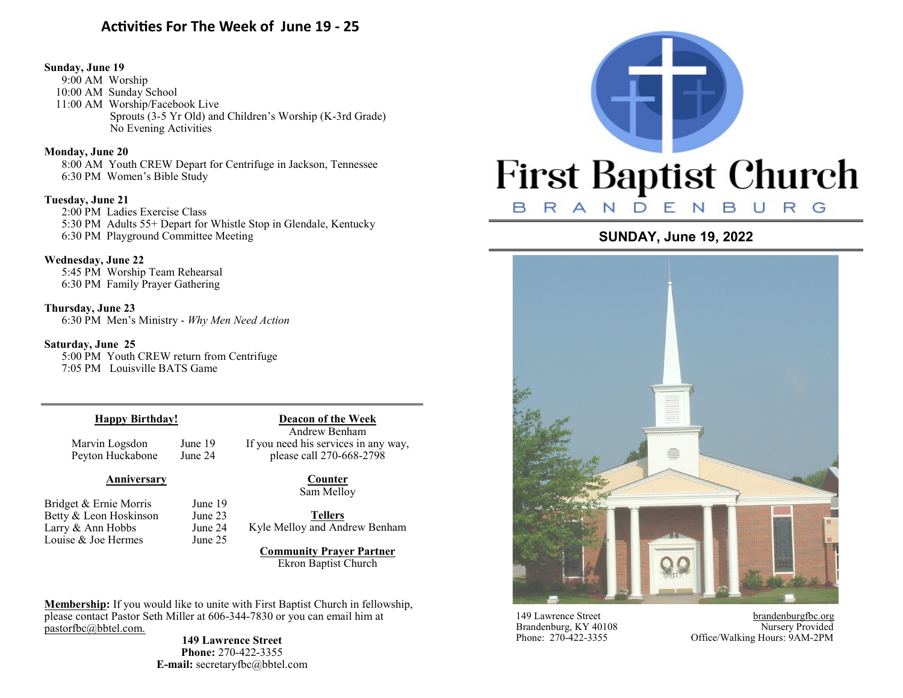## Activities For The Week of June 19 - 25

**Sunday, June 19**

9:00 AM Worship
10:00 AM Sunday School
11:00 AM Worship/Facebook Live
Sprouts (3-5 Yr Old) and Children's Worship (K-3rd Grade)
No Evening Activities

**Monday, June 20**

8:00 AM Youth CREW Depart for Centrifuge in Jackson, Tennessee
6:30 PM Women's Bible Study

**Tuesday, June 21**

2:00 PM Ladies Exercise Class
5:30 PM Adults 55+ Depart for Whistle Stop in Glendale, Kentucky
6:30 PM Playground Committee Meeting

**Wednesday, June 22**

5:45 PM Worship Team Rehearsal
6:30 PM Family Prayer Gathering

**Thursday, June 23**

6:30 PM Men's Ministry - *Why Men Need Action*

**Saturday, June 25**

5:00 PM Youth CREW return from Centrifuge
7:05 PM Louisville BATS Game

---

**Happy Birthday!**

| | |
|---|---|
| Marvin Logsdon | June 19 |
| Peyton Huckabone | June 24 |

**Anniversary**

| | |
|---|---|
| Bridget & Ernie Morris | June 19 |
| Betty & Leon Hoskinson | June 23 |
| Larry & Ann Hobbs | June 24 |
| Louise & Joe Hermes | June 25 |

**Deacon of the Week**
Andrew Benham
If you need his services in any way, please call 270-668-2798

**Counter**
Sam Melloy

**Tellers**
Kyle Melloy and Andrew Benham

**Community Prayer Partner**
Ekron Baptist Church

**Membership:** If you would like to unite with First Baptist Church in fellowship, please contact Pastor Seth Miller at 606-344-7830 or you can email him at pastorfbc@bbtel.com.

**149 Lawrence Street**
**Phone:** 270-422-3355
**E-mail:** secretaryfbc@bbtel.com

# First Baptist Church
## BRANDENBURG

**SUNDAY, June 19, 2022**

149 Lawrence Street
Brandenburg, KY 40108
Phone: 270-422-3355

brandenburgfbc.org
Nursery Provided
Office/Walking Hours: 9AM-2PM